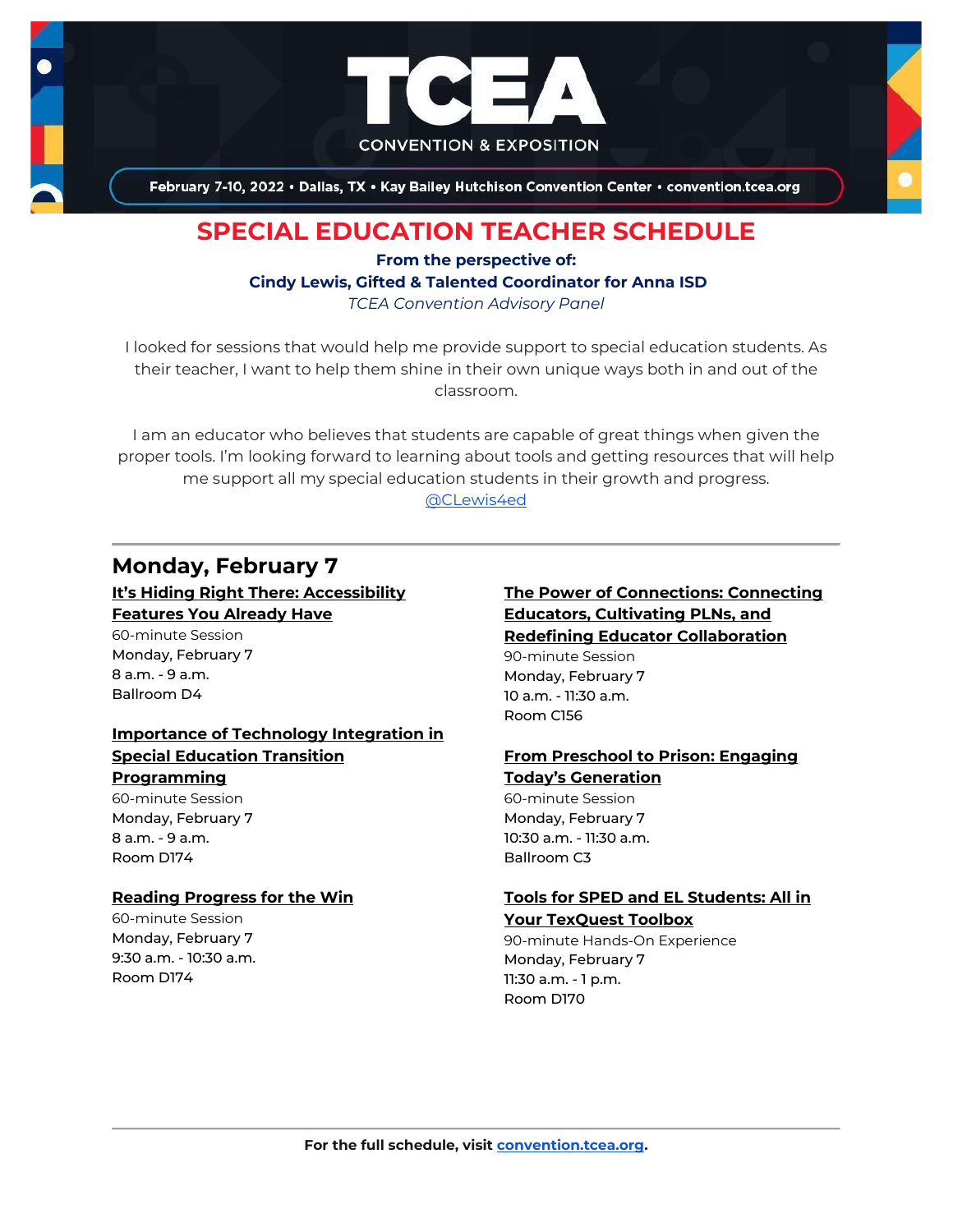# TCEA

CONVENTION & EXPOSITION

February 7-10, 2022 • Dallas, TX • Kay Bailey Hutchison Convention Center • convention.tcea.org

## SPECIAL EDUCATION TEACHER SCHEDULE

**From the perspective of:**

**Cindy Lewis, Gifted & Talented Coordinator for Anna ISD**

*TCEA Convention Advisory Panel*

I looked for sessions that would help me provide support to special education students. As their teacher, I want to help them shine in their own unique ways both in and out of the classroom.

I am an educator who believes that students are capable of great things when given the proper tools. I'm looking forward to learning about tools and getting resources that will help me support all my special education students in their growth and progress.
@CLewis4ed

---

## Monday, February 7

**It's Hiding Right There: Accessibility Features You Already Have**
60-minute Session
Monday, February 7
8 a.m. - 9 a.m.
Ballroom D4

**Importance of Technology Integration in Special Education Transition Programming**
60-minute Session
Monday, February 7
8 a.m. - 9 a.m.
Room D174

**Reading Progress for the Win**
60-minute Session
Monday, February 7
9:30 a.m. - 10:30 a.m.
Room D174

**The Power of Connections: Connecting Educators, Cultivating PLNs, and Redefining Educator Collaboration**
90-minute Session
Monday, February 7
10 a.m. - 11:30 a.m.
Room C156

**From Preschool to Prison: Engaging Today's Generation**
60-minute Session
Monday, February 7
10:30 a.m. - 11:30 a.m.
Ballroom C3

**Tools for SPED and EL Students: All in Your TexQuest Toolbox**
90-minute Hands-On Experience
Monday, February 7
11:30 a.m. - 1 p.m.
Room D170

---

**For the full schedule, visit convention.tcea.org.**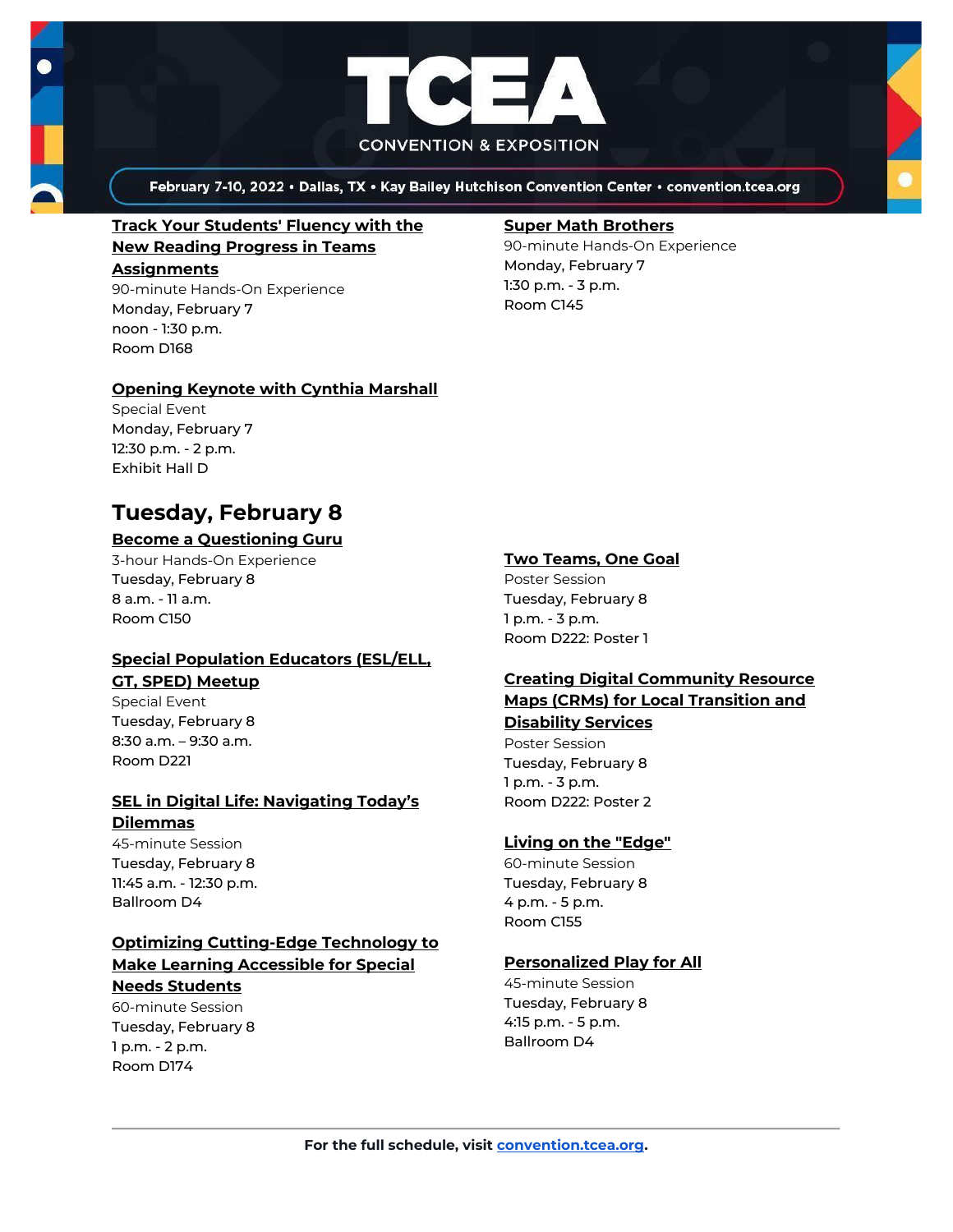**Track Your Students' Fluency with the New Reading Progress in Teams Assignments**
90-minute Hands-On Experience
Monday, February 7
noon - 1:30 p.m.
Room D168

**Opening Keynote with Cynthia Marshall**
Special Event
Monday, February 7
12:30 p.m. - 2 p.m.
Exhibit Hall D

**Super Math Brothers**
90-minute Hands-On Experience
Monday, February 7
1:30 p.m. - 3 p.m.
Room C145

## Tuesday, February 8

**Become a Questioning Guru**
3-hour Hands-On Experience
Tuesday, February 8
8 a.m. - 11 a.m.
Room C150

**Special Population Educators (ESL/ELL, GT, SPED) Meetup**
Special Event
Tuesday, February 8
8:30 a.m. – 9:30 a.m.
Room D221

**SEL in Digital Life: Navigating Today's Dilemmas**
45-minute Session
Tuesday, February 8
11:45 a.m. - 12:30 p.m.
Ballroom D4

**Optimizing Cutting-Edge Technology to Make Learning Accessible for Special Needs Students**
60-minute Session
Tuesday, February 8
1 p.m. - 2 p.m.
Room D174

**Two Teams, One Goal**
Poster Session
Tuesday, February 8
1 p.m. - 3 p.m.
Room D222: Poster 1

**Creating Digital Community Resource Maps (CRMs) for Local Transition and Disability Services**
Poster Session
Tuesday, February 8
1 p.m. - 3 p.m.
Room D222: Poster 2

**Living on the "Edge"**
60-minute Session
Tuesday, February 8
4 p.m. - 5 p.m.
Room C155

**Personalized Play for All**
45-minute Session
Tuesday, February 8
4:15 p.m. - 5 p.m.
Ballroom D4

**For the full schedule, visit convention.tcea.org.**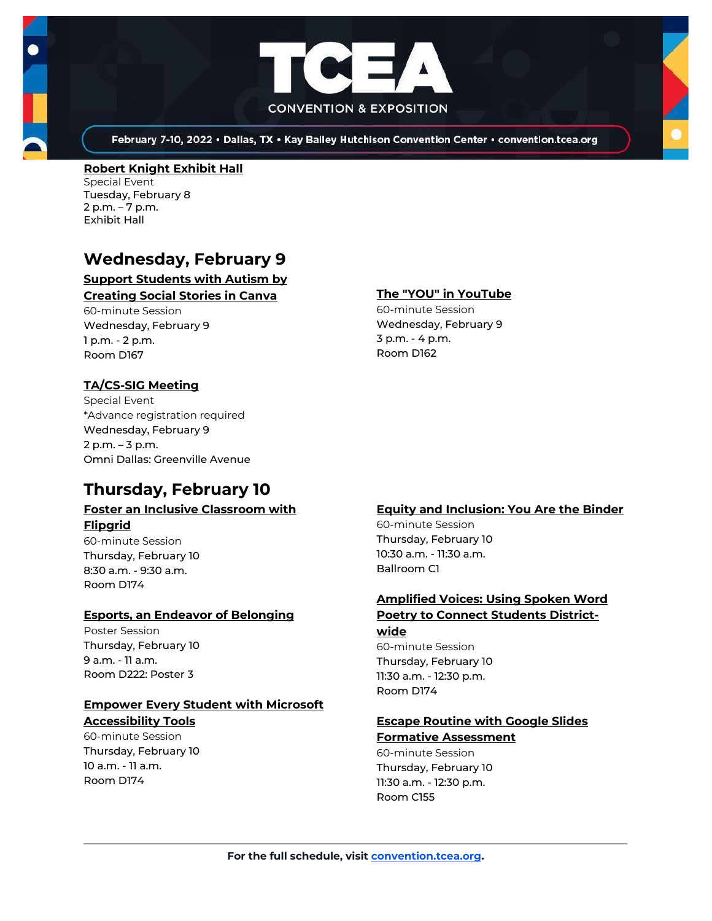**Robert Knight Exhibit Hall**
Special Event
Tuesday, February 8
2 p.m. – 7 p.m.
Exhibit Hall

## Wednesday, February 9

**Support Students with Autism by Creating Social Stories in Canva**
60-minute Session
Wednesday, February 9
1 p.m. - 2 p.m.
Room D167

**TA/CS-SIG Meeting**
Special Event
*Advance registration required
Wednesday, February 9
2 p.m. – 3 p.m.
Omni Dallas: Greenville Avenue

**The "YOU" in YouTube**
60-minute Session
Wednesday, February 9
3 p.m. - 4 p.m.
Room D162

## Thursday, February 10

**Foster an Inclusive Classroom with Flipgrid**
60-minute Session
Thursday, February 10
8:30 a.m. - 9:30 a.m.
Room D174

**Esports, an Endeavor of Belonging**
Poster Session
Thursday, February 10
9 a.m. - 11 a.m.
Room D222: Poster 3

**Empower Every Student with Microsoft Accessibility Tools**
60-minute Session
Thursday, February 10
10 a.m. - 11 a.m.
Room D174

**Equity and Inclusion: You Are the Binder**
60-minute Session
Thursday, February 10
10:30 a.m. - 11:30 a.m.
Ballroom C1

**Amplified Voices: Using Spoken Word Poetry to Connect Students District-wide**
60-minute Session
Thursday, February 10
11:30 a.m. - 12:30 p.m.
Room D174

**Escape Routine with Google Slides Formative Assessment**
60-minute Session
Thursday, February 10
11:30 a.m. - 12:30 p.m.
Room C155

**For the full schedule, visit convention.tcea.org.**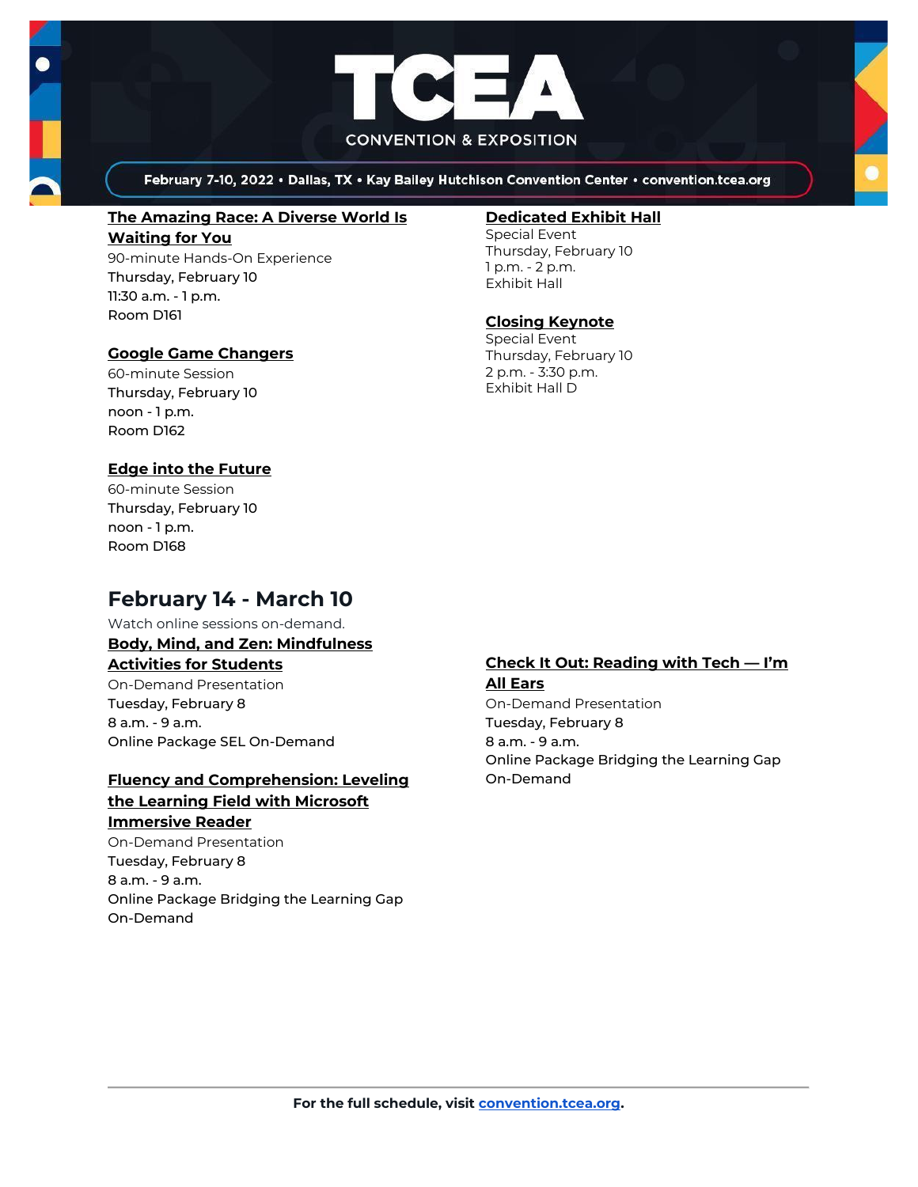**The Amazing Race: A Diverse World Is Waiting for You**
90-minute Hands-On Experience
Thursday, February 10
11:30 a.m. - 1 p.m.
Room D161

**Google Game Changers**
60-minute Session
Thursday, February 10
noon - 1 p.m.
Room D162

**Edge into the Future**
60-minute Session
Thursday, February 10
noon - 1 p.m.
Room D168

**Dedicated Exhibit Hall**
Special Event
Thursday, February 10
1 p.m. - 2 p.m.
Exhibit Hall

**Closing Keynote**
Special Event
Thursday, February 10
2 p.m. - 3:30 p.m.
Exhibit Hall D

## February 14 - March 10

Watch online sessions on-demand.

**Body, Mind, and Zen: Mindfulness Activities for Students**
On-Demand Presentation
Tuesday, February 8
8 a.m. - 9 a.m.
Online Package SEL On-Demand

**Fluency and Comprehension: Leveling the Learning Field with Microsoft Immersive Reader**
On-Demand Presentation
Tuesday, February 8
8 a.m. - 9 a.m.
Online Package Bridging the Learning Gap On-Demand

**Check It Out: Reading with Tech — I'm All Ears**
On-Demand Presentation
Tuesday, February 8
8 a.m. - 9 a.m.
Online Package Bridging the Learning Gap On-Demand

**For the full schedule, visit convention.tcea.org.**